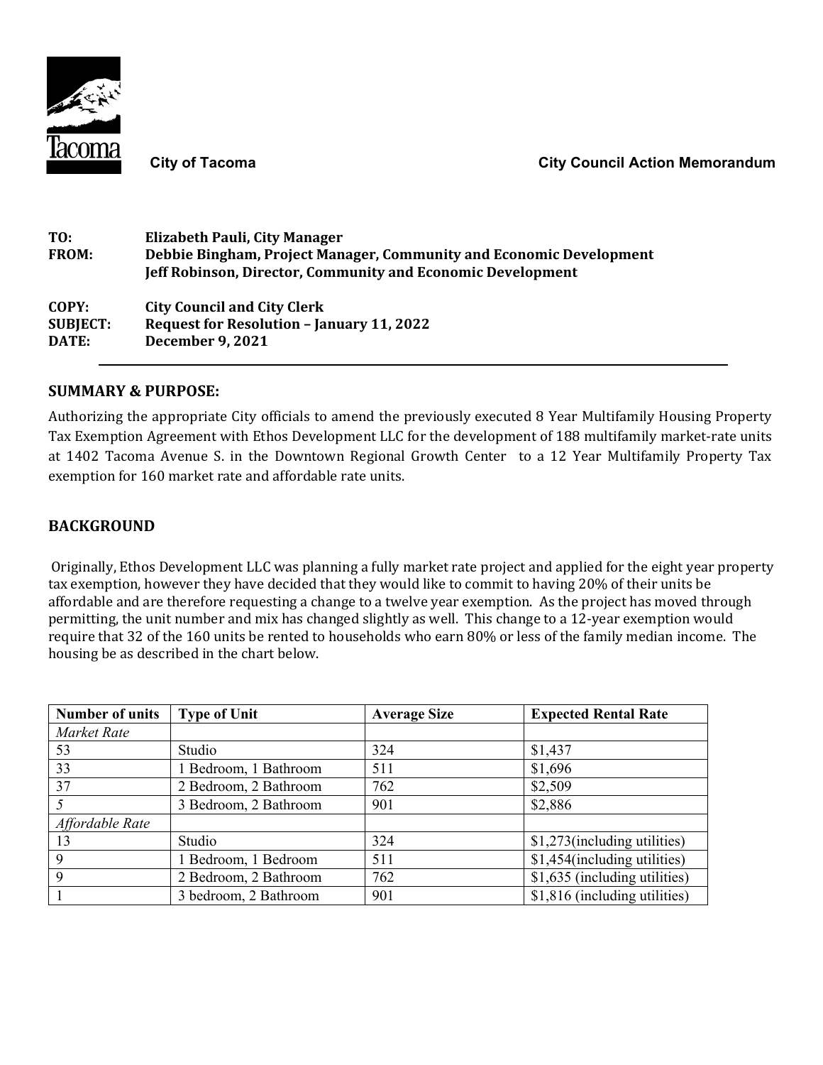City of Tacoma

City Council Action Memorandum

**TO:** Elizabeth Pauli, City Manager
**FROM:** Debbie Bingham, Project Manager, Community and Economic Development
Jeff Robinson, Director, Community and Economic Development

**COPY:** City Council and City Clerk
**SUBJECT:** Request for Resolution – January 11, 2022
**DATE:** December 9, 2021

## SUMMARY & PURPOSE:

Authorizing the appropriate City officials to amend the previously executed 8 Year Multifamily Housing Property Tax Exemption Agreement with Ethos Development LLC for the development of 188 multifamily market-rate units at 1402 Tacoma Avenue S. in the Downtown Regional Growth Center to a 12 Year Multifamily Property Tax exemption for 160 market rate and affordable rate units.

## BACKGROUND

Originally, Ethos Development LLC was planning a fully market rate project and applied for the eight year property tax exemption, however they have decided that they would like to commit to having 20% of their units be affordable and are therefore requesting a change to a twelve year exemption. As the project has moved through permitting, the unit number and mix has changed slightly as well. This change to a 12-year exemption would require that 32 of the 160 units be rented to households who earn 80% or less of the family median income. The housing be as described in the chart below.

| Number of units | Type of Unit | Average Size | Expected Rental Rate |
|---|---|---|---|
| *Market Rate* | | | |
| 53 | Studio | 324 | $1,437 |
| 33 | 1 Bedroom, 1 Bathroom | 511 | $1,696 |
| 37 | 2 Bedroom, 2 Bathroom | 762 | $2,509 |
| *5* | 3 Bedroom, 2 Bathroom | 901 | $2,886 |
| *Affordable Rate* | | | |
| 13 | Studio | 324 | $1,273(including utilities) |
| 9 | 1 Bedroom, 1 Bedroom | 511 | $1,454(including utilities) |
| 9 | 2 Bedroom, 2 Bathroom | 762 | $1,635 (including utilities) |
| 1 | 3 bedroom, 2 Bathroom | 901 | $1,816 (including utilities) |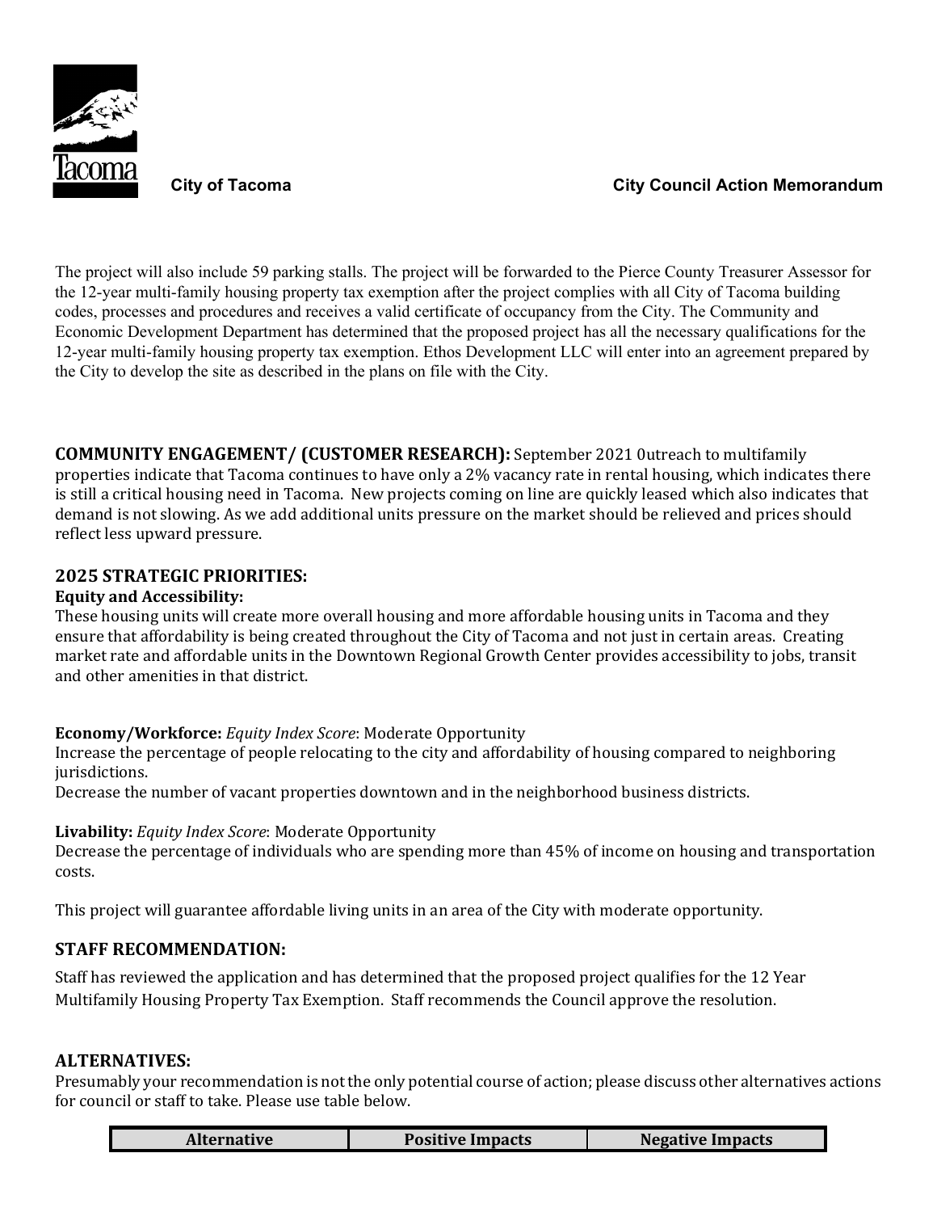The project will also include 59 parking stalls. The project will be forwarded to the Pierce County Treasurer Assessor for the 12-year multi-family housing property tax exemption after the project complies with all City of Tacoma building codes, processes and procedures and receives a valid certificate of occupancy from the City. The Community and Economic Development Department has determined that the proposed project has all the necessary qualifications for the 12-year multi-family housing property tax exemption. Ethos Development LLC will enter into an agreement prepared by the City to develop the site as described in the plans on file with the City.

**COMMUNITY ENGAGEMENT/ (CUSTOMER RESEARCH):** September 2021 0utreach to multifamily properties indicate that Tacoma continues to have only a 2% vacancy rate in rental housing, which indicates there is still a critical housing need in Tacoma. New projects coming on line are quickly leased which also indicates that demand is not slowing. As we add additional units pressure on the market should be relieved and prices should reflect less upward pressure.

## 2025 STRATEGIC PRIORITIES:

**Equity and Accessibility:**
These housing units will create more overall housing and more affordable housing units in Tacoma and they ensure that affordability is being created throughout the City of Tacoma and not just in certain areas. Creating market rate and affordable units in the Downtown Regional Growth Center provides accessibility to jobs, transit and other amenities in that district.

**Economy/Workforce:** *Equity Index Score*: Moderate Opportunity
Increase the percentage of people relocating to the city and affordability of housing compared to neighboring jurisdictions.
Decrease the number of vacant properties downtown and in the neighborhood business districts.

**Livability:** *Equity Index Score*: Moderate Opportunity
Decrease the percentage of individuals who are spending more than 45% of income on housing and transportation costs.

This project will guarantee affordable living units in an area of the City with moderate opportunity.

## STAFF RECOMMENDATION:

Staff has reviewed the application and has determined that the proposed project qualifies for the 12 Year Multifamily Housing Property Tax Exemption. Staff recommends the Council approve the resolution.

## ALTERNATIVES:

Presumably your recommendation is not the only potential course of action; please discuss other alternatives actions for council or staff to take. Please use table below.

| Alternative | Positive Impacts | Negative Impacts |
|---|---|---|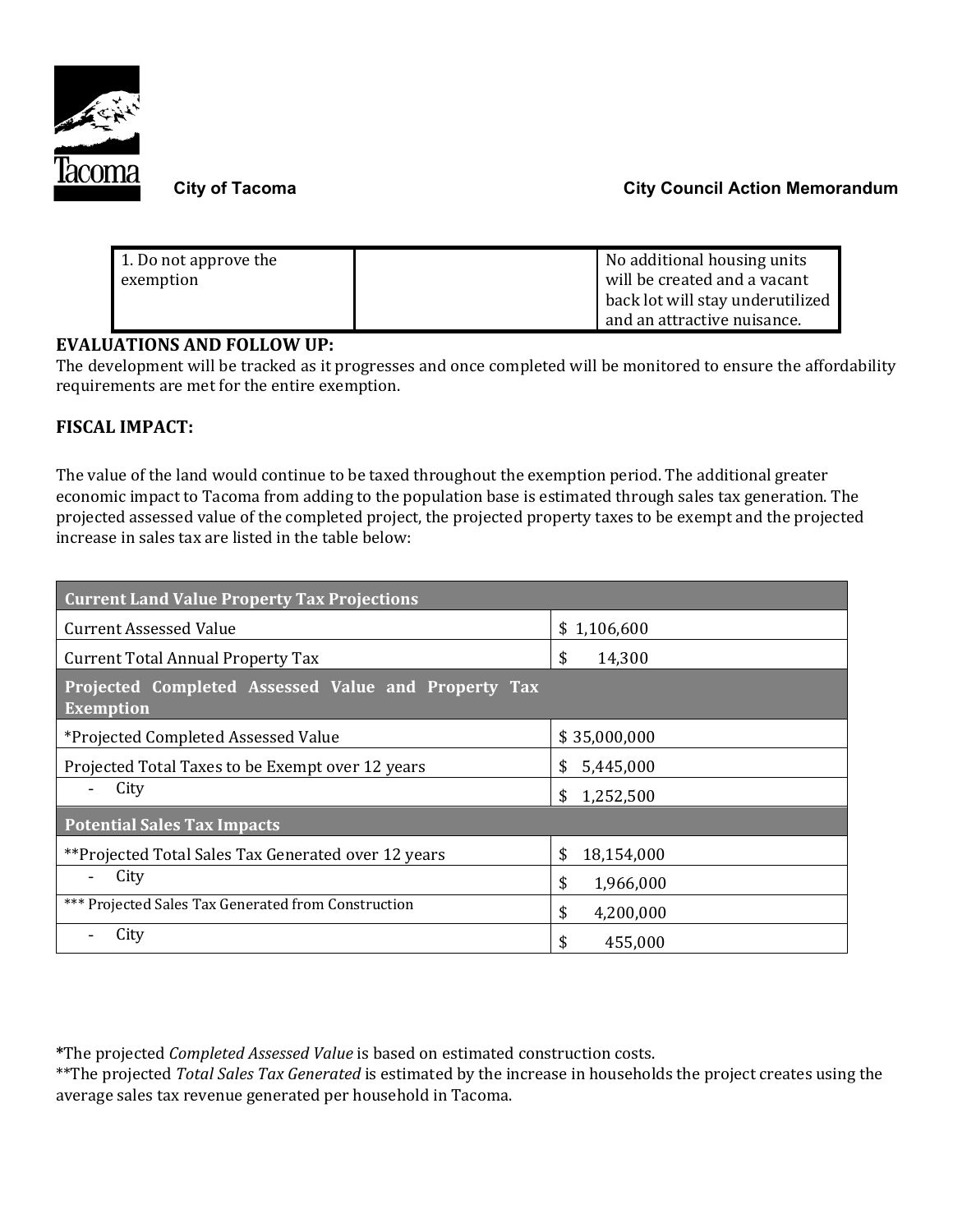| 1. Do not approve the exemption | | No additional housing units will be created and a vacant back lot will stay underutilized and an attractive nuisance. |
|---|---|---|

**EVALUATIONS AND FOLLOW UP:**
The development will be tracked as it progresses and once completed will be monitored to ensure the affordability requirements are met for the entire exemption.

**FISCAL IMPACT:**

The value of the land would continue to be taxed throughout the exemption period. The additional greater economic impact to Tacoma from adding to the population base is estimated through sales tax generation. The projected assessed value of the completed project, the projected property taxes to be exempt and the projected increase in sales tax are listed in the table below:

| **Current Land Value Property Tax Projections** | |
|---|---|
| Current Assessed Value | $ 1,106,600 |
| Current Total Annual Property Tax | $ 14,300 |
| **Projected Completed Assessed Value and Property Tax Exemption** | |
| *Projected Completed Assessed Value | $ 35,000,000 |
| Projected Total Taxes to be Exempt over 12 years | $ 5,445,000 |
| - City | $ 1,252,500 |
| **Potential Sales Tax Impacts** | |
| **Projected Total Sales Tax Generated over 12 years | $ 18,154,000 |
| - City | $ 1,966,000 |
| *** Projected Sales Tax Generated from Construction | $ 4,200,000 |
| - City | $ 455,000 |

*The projected *Completed Assessed Value* is based on estimated construction costs.
**The projected *Total Sales Tax Generated* is estimated by the increase in households the project creates using the average sales tax revenue generated per household in Tacoma.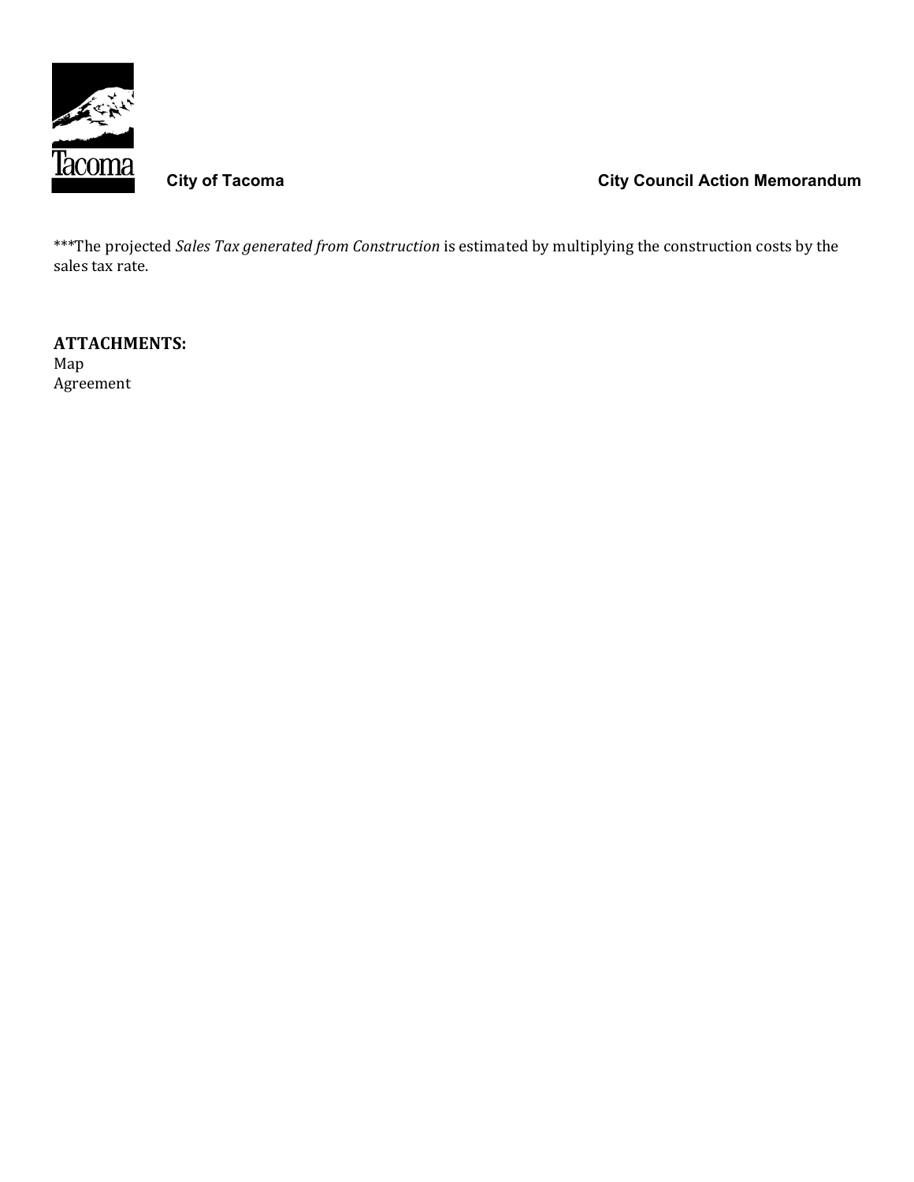***The projected *Sales Tax generated from Construction* is estimated by multiplying the construction costs by the sales tax rate.

**ATTACHMENTS:**

Map

Agreement